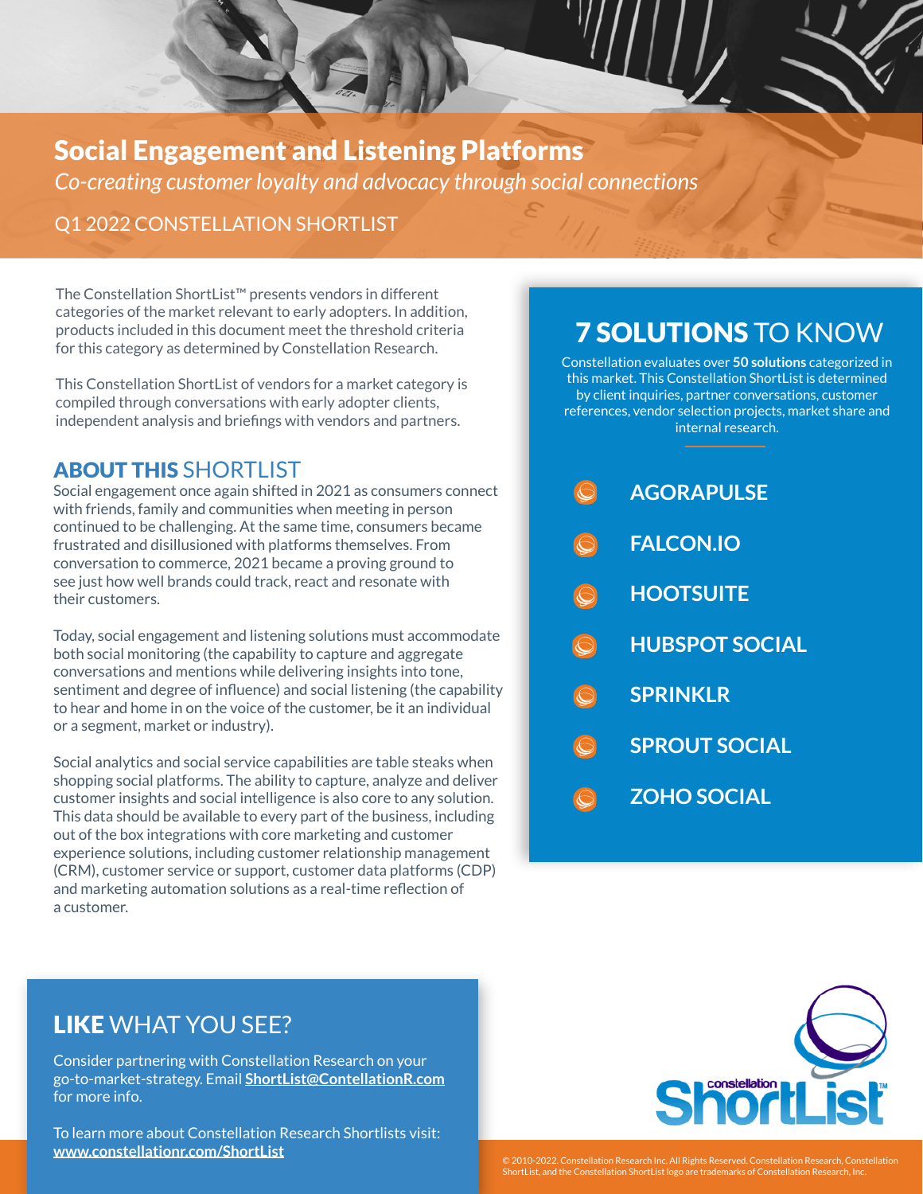# Social Engagement and Listening Platforms

*Co-creating customer loyalty and advocacy through social connections*

Q1 2022 CONSTELLATION SHORTLIST

The Constellation ShortList™ presents vendors in different categories of the market relevant to early adopters. In addition, products included in this document meet the threshold criteria for this category as determined by Constellation Research.

This Constellation ShortList of vendors for a market category is compiled through conversations with early adopter clients, independent analysis and briefings with vendors and partners.

## ABOUT THIS SHORTLIST

Social engagement once again shifted in 2021 as consumers connect with friends, family and communities when meeting in person continued to be challenging. At the same time, consumers became frustrated and disillusioned with platforms themselves. From conversation to commerce, 2021 became a proving ground to see just how well brands could track, react and resonate with their customers.

Today, social engagement and listening solutions must accommodate both social monitoring (the capability to capture and aggregate conversations and mentions while delivering insights into tone, sentiment and degree of influence) and social listening (the capability to hear and home in on the voice of the customer, be it an individual or a segment, market or industry).

Social analytics and social service capabilities are table steaks when shopping social platforms. The ability to capture, analyze and deliver customer insights and social intelligence is also core to any solution. This data should be available to every part of the business, including out of the box integrations with core marketing and customer experience solutions, including customer relationship management (CRM), customer service or support, customer data platforms (CDP) and marketing automation solutions as a real-time reflection of a customer.

## 7 SOLUTIONS TO KNOW

Constellation evaluates over **50 solutions** categorized in this market. This Constellation ShortList is determined by client inquiries, partner conversations, customer references, vendor selection projects, market share and internal research.

- **AGORAPULSE**
- **FALCON.IO**
- **HOOTSUITE**
- **HUBSPOT SOCIAL**
- **SPRINKLR**
- **SPROUT SOCIAL**
- **ZOHO SOCIAL**

## LIKE WHAT YOU SEE?

Consider partnering with Constellation Research on your go-to-market-strategy. Email **ShortList@ContellationR.com** for more info.

To learn more about Constellation Research Shortlists visit: **www.constellationr.com/ShortList**

© 2010-2022. Constellation Research Inc. All Rights Reserved. Constellation Research, Constellation ShortList, and the Constellation ShortList logo are trademarks of Constellation Research, Inc.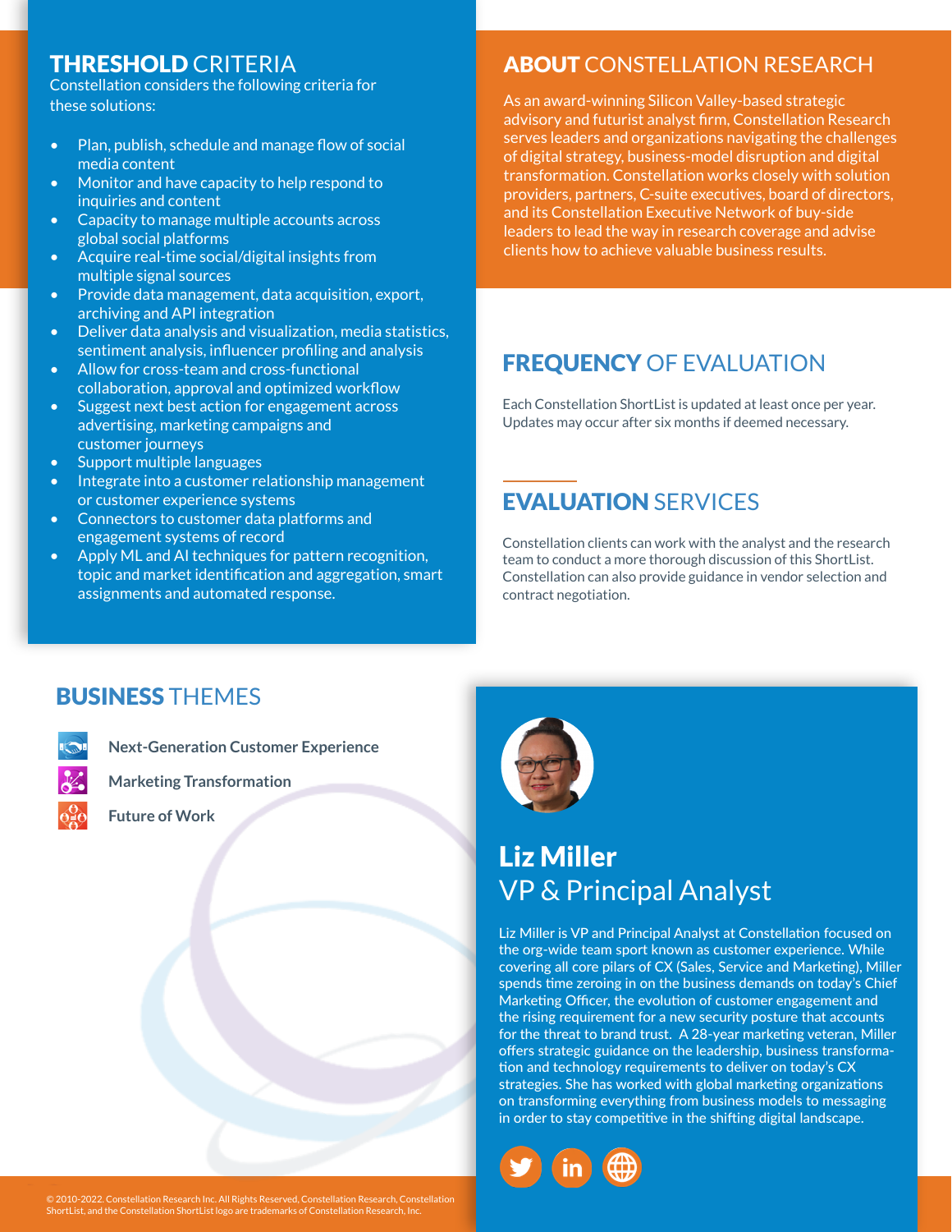## **THRESHOLD** CRITERIA

Constellation considers the following criteria for these solutions:

- Plan, publish, schedule and manage flow of social media content
- Monitor and have capacity to help respond to inquiries and content
- Capacity to manage multiple accounts across global social platforms
- Acquire real-time social/digital insights from multiple signal sources
- Provide data management, data acquisition, export, archiving and API integration
- Deliver data analysis and visualization, media statistics, sentiment analysis, influencer profiling and analysis
- Allow for cross-team and cross-functional collaboration, approval and optimized workflow
- Suggest next best action for engagement across advertising, marketing campaigns and customer journeys
- Support multiple languages
- Integrate into a customer relationship management or customer experience systems
- Connectors to customer data platforms and engagement systems of record
- Apply ML and AI techniques for pattern recognition, topic and market identification and aggregation, smart assignments and automated response.

## **ABOUT** CONSTELLATION RESEARCH

As an award-winning Silicon Valley-based strategic advisory and futurist analyst firm, Constellation Research serves leaders and organizations navigating the challenges of digital strategy, business-model disruption and digital transformation. Constellation works closely with solution providers, partners, C-suite executives, board of directors, and its Constellation Executive Network of buy-side leaders to lead the way in research coverage and advise clients how to achieve valuable business results.

## **FREQUENCY** OF EVALUATION

Each Constellation ShortList is updated at least once per year. Updates may occur after six months if deemed necessary.

## **EVALUATION** SERVICES

Constellation clients can work with the analyst and the research team to conduct a more thorough discussion of this ShortList. Constellation can also provide guidance in vendor selection and contract negotiation.

## **BUSINESS** THEMES

**Next-Generation Customer Experience**

**Marketing Transformation**

**Future of Work**

## **Liz Miller**

### VP & Principal Analyst

Liz Miller is VP and Principal Analyst at Constellation focused on the org-wide team sport known as customer experience. While covering all core pillars of CX (Sales, Service and Marketing), Miller spends time zeroing in on the business demands on today's Chief Marketing Officer, the evolution of customer engagement and the rising requirement for a new security posture that accounts for the threat to brand trust. A 28-year marketing veteran, Miller offers strategic guidance on the leadership, business transformation and technology requirements to deliver on today's CX strategies. She has worked with global marketing organizations on transforming everything from business models to messaging in order to stay competitive in the shifting digital landscape.

© 2010-2022. Constellation Research Inc. All Rights Reserved, Constellation Research, Constellation ShortList, and the Constellation ShortList logo are trademarks of Constellation Research, Inc.